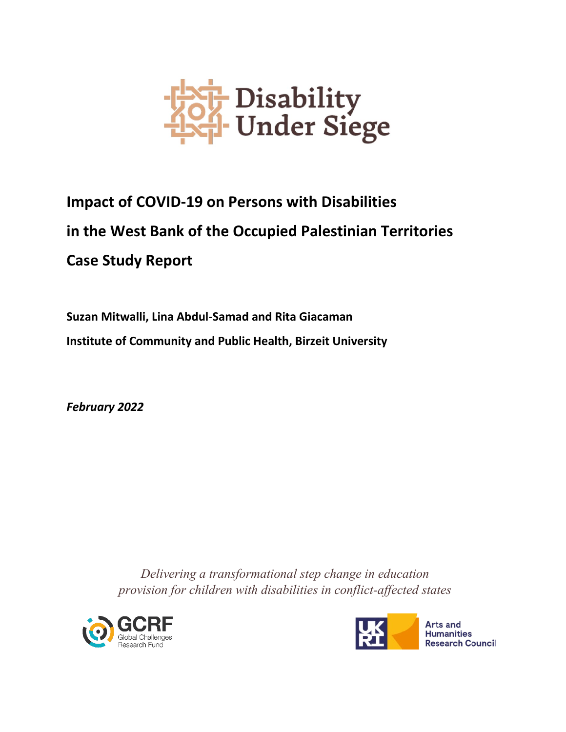Disability Under Siege

# Impact of COVID-19 on Persons with Disabilities in the West Bank of the Occupied Palestinian Territories Case Study Report

**Suzan Mitwalli, Lina Abdul-Samad and Rita Giacaman**

**Institute of Community and Public Health, Birzeit University**

***February 2022***

*Delivering a transformational step change in education provision for children with disabilities in conflict-affected states*

GCRF Global Challenges Research Fund

UKRI Arts and Humanities Research Council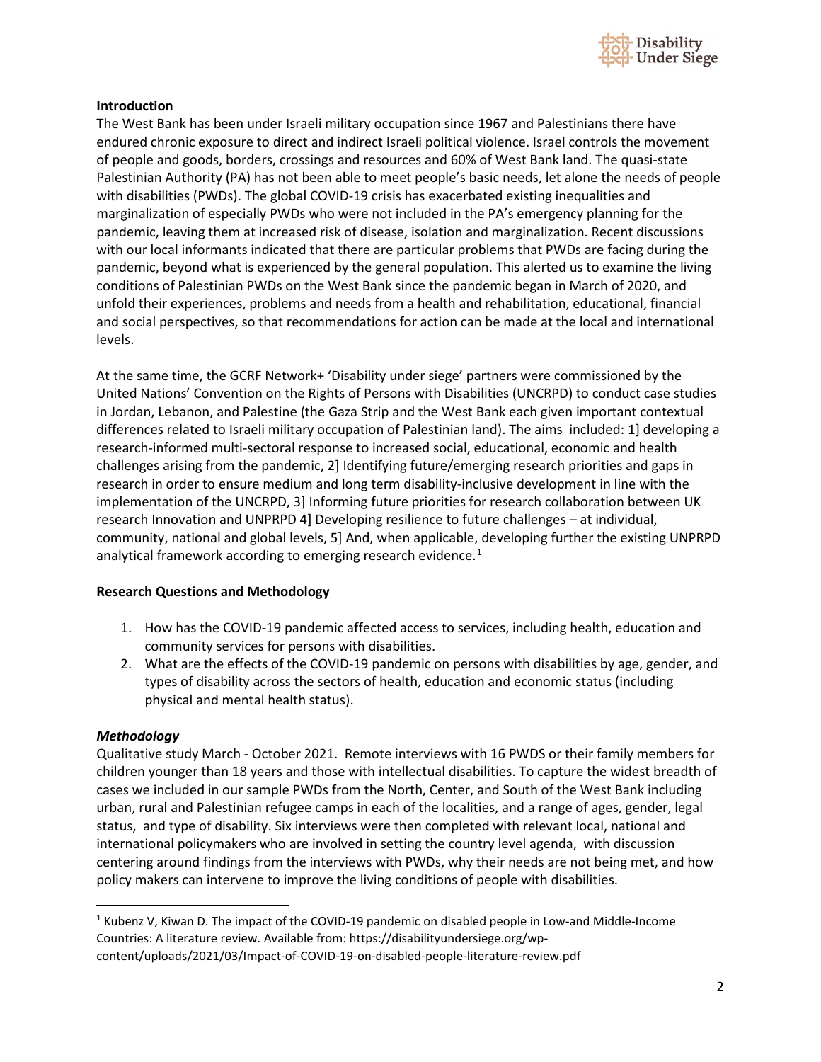## Introduction

The West Bank has been under Israeli military occupation since 1967 and Palestinians there have endured chronic exposure to direct and indirect Israeli political violence. Israel controls the movement of people and goods, borders, crossings and resources and 60% of West Bank land. The quasi-state Palestinian Authority (PA) has not been able to meet people's basic needs, let alone the needs of people with disabilities (PWDs). The global COVID-19 crisis has exacerbated existing inequalities and marginalization of especially PWDs who were not included in the PA's emergency planning for the pandemic, leaving them at increased risk of disease, isolation and marginalization. Recent discussions with our local informants indicated that there are particular problems that PWDs are facing during the pandemic, beyond what is experienced by the general population. This alerted us to examine the living conditions of Palestinian PWDs on the West Bank since the pandemic began in March of 2020, and unfold their experiences, problems and needs from a health and rehabilitation, educational, financial and social perspectives, so that recommendations for action can be made at the local and international levels.

At the same time, the GCRF Network+ 'Disability under siege' partners were commissioned by the United Nations' Convention on the Rights of Persons with Disabilities (UNCRPD) to conduct case studies in Jordan, Lebanon, and Palestine (the Gaza Strip and the West Bank each given important contextual differences related to Israeli military occupation of Palestinian land). The aims included: 1] developing a research-informed multi-sectoral response to increased social, educational, economic and health challenges arising from the pandemic, 2] Identifying future/emerging research priorities and gaps in research in order to ensure medium and long term disability-inclusive development in line with the implementation of the UNCRPD, 3] Informing future priorities for research collaboration between UK research Innovation and UNPRPD 4] Developing resilience to future challenges – at individual, community, national and global levels, 5] And, when applicable, developing further the existing UNPRPD analytical framework according to emerging research evidence.[1]

## Research Questions and Methodology

1. How has the COVID-19 pandemic affected access to services, including health, education and community services for persons with disabilities.
2. What are the effects of the COVID-19 pandemic on persons with disabilities by age, gender, and types of disability across the sectors of health, education and economic status (including physical and mental health status).

### *Methodology*

Qualitative study March - October 2021. Remote interviews with 16 PWDS or their family members for children younger than 18 years and those with intellectual disabilities. To capture the widest breadth of cases we included in our sample PWDs from the North, Center, and South of the West Bank including urban, rural and Palestinian refugee camps in each of the localities, and a range of ages, gender, legal status, and type of disability. Six interviews were then completed with relevant local, national and international policymakers who are involved in setting the country level agenda, with discussion centering around findings from the interviews with PWDs, why their needs are not being met, and how policy makers can intervene to improve the living conditions of people with disabilities.

---

[1] Kubenz V, Kiwan D. The impact of the COVID-19 pandemic on disabled people in Low-and Middle-Income Countries: A literature review. Available from: https://disabilityundersiege.org/wp-content/uploads/2021/03/Impact-of-COVID-19-on-disabled-people-literature-review.pdf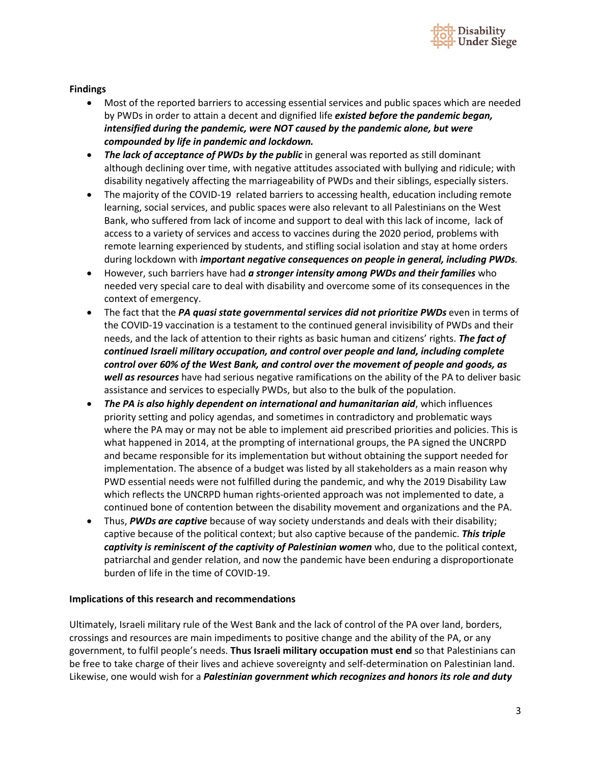**Findings**

- Most of the reported barriers to accessing essential services and public spaces which are needed by PWDs in order to attain a decent and dignified life ***existed before the pandemic began, intensified during the pandemic, were NOT caused by the pandemic alone, but were compounded by life in pandemic and lockdown.***
- ***The lack of acceptance of PWDs by the public*** in general was reported as still dominant although declining over time, with negative attitudes associated with bullying and ridicule; with disability negatively affecting the marriageability of PWDs and their siblings, especially sisters.
- The majority of the COVID-19 related barriers to accessing health, education including remote learning, social services, and public spaces were also relevant to all Palestinians on the West Bank, who suffered from lack of income and support to deal with this lack of income, lack of access to a variety of services and access to vaccines during the 2020 period, problems with remote learning experienced by students, and stifling social isolation and stay at home orders during lockdown with ***important negative consequences on people in general, including PWDs.***
- However, such barriers have had ***a stronger intensity among PWDs and their families*** who needed very special care to deal with disability and overcome some of its consequences in the context of emergency.
- The fact that the ***PA quasi state governmental services did not prioritize PWDs*** even in terms of the COVID-19 vaccination is a testament to the continued general invisibility of PWDs and their needs, and the lack of attention to their rights as basic human and citizens' rights. ***The fact of continued Israeli military occupation, and control over people and land, including complete control over 60% of the West Bank, and control over the movement of people and goods, as well as resources*** have had serious negative ramifications on the ability of the PA to deliver basic assistance and services to especially PWDs, but also to the bulk of the population.
- ***The PA is also highly dependent on international and humanitarian aid***, which influences priority setting and policy agendas, and sometimes in contradictory and problematic ways where the PA may or may not be able to implement aid prescribed priorities and policies. This is what happened in 2014, at the prompting of international groups, the PA signed the UNCRPD and became responsible for its implementation but without obtaining the support needed for implementation. The absence of a budget was listed by all stakeholders as a main reason why PWD essential needs were not fulfilled during the pandemic, and why the 2019 Disability Law which reflects the UNCRPD human rights-oriented approach was not implemented to date, a continued bone of contention between the disability movement and organizations and the PA.
- Thus, ***PWDs are captive*** because of way society understands and deals with their disability; captive because of the political context; but also captive because of the pandemic. ***This triple captivity is reminiscent of the captivity of Palestinian women*** who, due to the political context, patriarchal and gender relation, and now the pandemic have been enduring a disproportionate burden of life in the time of COVID-19.

**Implications of this research and recommendations**

Ultimately, Israeli military rule of the West Bank and the lack of control of the PA over land, borders, crossings and resources are main impediments to positive change and the ability of the PA, or any government, to fulfil people's needs. **Thus Israeli military occupation must end** so that Palestinians can be free to take charge of their lives and achieve sovereignty and self-determination on Palestinian land. Likewise, one would wish for a ***Palestinian government which recognizes and honors its role and duty***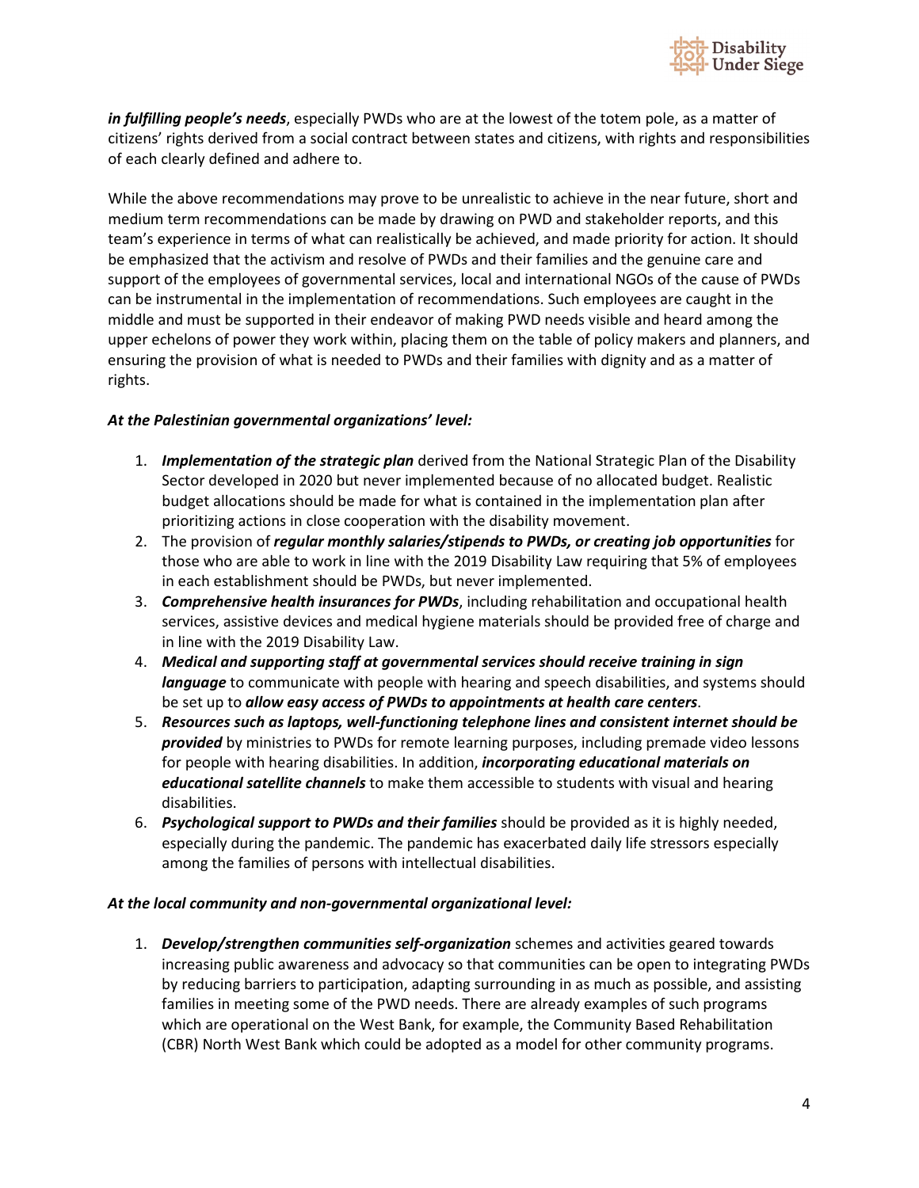***in fulfilling people's needs***, especially PWDs who are at the lowest of the totem pole, as a matter of citizens' rights derived from a social contract between states and citizens, with rights and responsibilities of each clearly defined and adhere to.

While the above recommendations may prove to be unrealistic to achieve in the near future, short and medium term recommendations can be made by drawing on PWD and stakeholder reports, and this team's experience in terms of what can realistically be achieved, and made priority for action. It should be emphasized that the activism and resolve of PWDs and their families and the genuine care and support of the employees of governmental services, local and international NGOs of the cause of PWDs can be instrumental in the implementation of recommendations. Such employees are caught in the middle and must be supported in their endeavor of making PWD needs visible and heard among the upper echelons of power they work within, placing them on the table of policy makers and planners, and ensuring the provision of what is needed to PWDs and their families with dignity and as a matter of rights.

***At the Palestinian governmental organizations' level:***

1. ***Implementation of the strategic plan*** derived from the National Strategic Plan of the Disability Sector developed in 2020 but never implemented because of no allocated budget. Realistic budget allocations should be made for what is contained in the implementation plan after prioritizing actions in close cooperation with the disability movement.
2. The provision of ***regular monthly salaries/stipends to PWDs, or creating job opportunities*** for those who are able to work in line with the 2019 Disability Law requiring that 5% of employees in each establishment should be PWDs, but never implemented.
3. ***Comprehensive health insurances for PWDs***, including rehabilitation and occupational health services, assistive devices and medical hygiene materials should be provided free of charge and in line with the 2019 Disability Law.
4. ***Medical and supporting staff at governmental services should receive training in sign language*** to communicate with people with hearing and speech disabilities, and systems should be set up to ***allow easy access of PWDs to appointments at health care centers***.
5. ***Resources such as laptops, well-functioning telephone lines and consistent internet should be provided*** by ministries to PWDs for remote learning purposes, including premade video lessons for people with hearing disabilities. In addition, ***incorporating educational materials on educational satellite channels*** to make them accessible to students with visual and hearing disabilities.
6. ***Psychological support to PWDs and their families*** should be provided as it is highly needed, especially during the pandemic. The pandemic has exacerbated daily life stressors especially among the families of persons with intellectual disabilities.

***At the local community and non-governmental organizational level:***

1. ***Develop/strengthen communities self-organization*** schemes and activities geared towards increasing public awareness and advocacy so that communities can be open to integrating PWDs by reducing barriers to participation, adapting surrounding in as much as possible, and assisting families in meeting some of the PWD needs. There are already examples of such programs which are operational on the West Bank, for example, the Community Based Rehabilitation (CBR) North West Bank which could be adopted as a model for other community programs.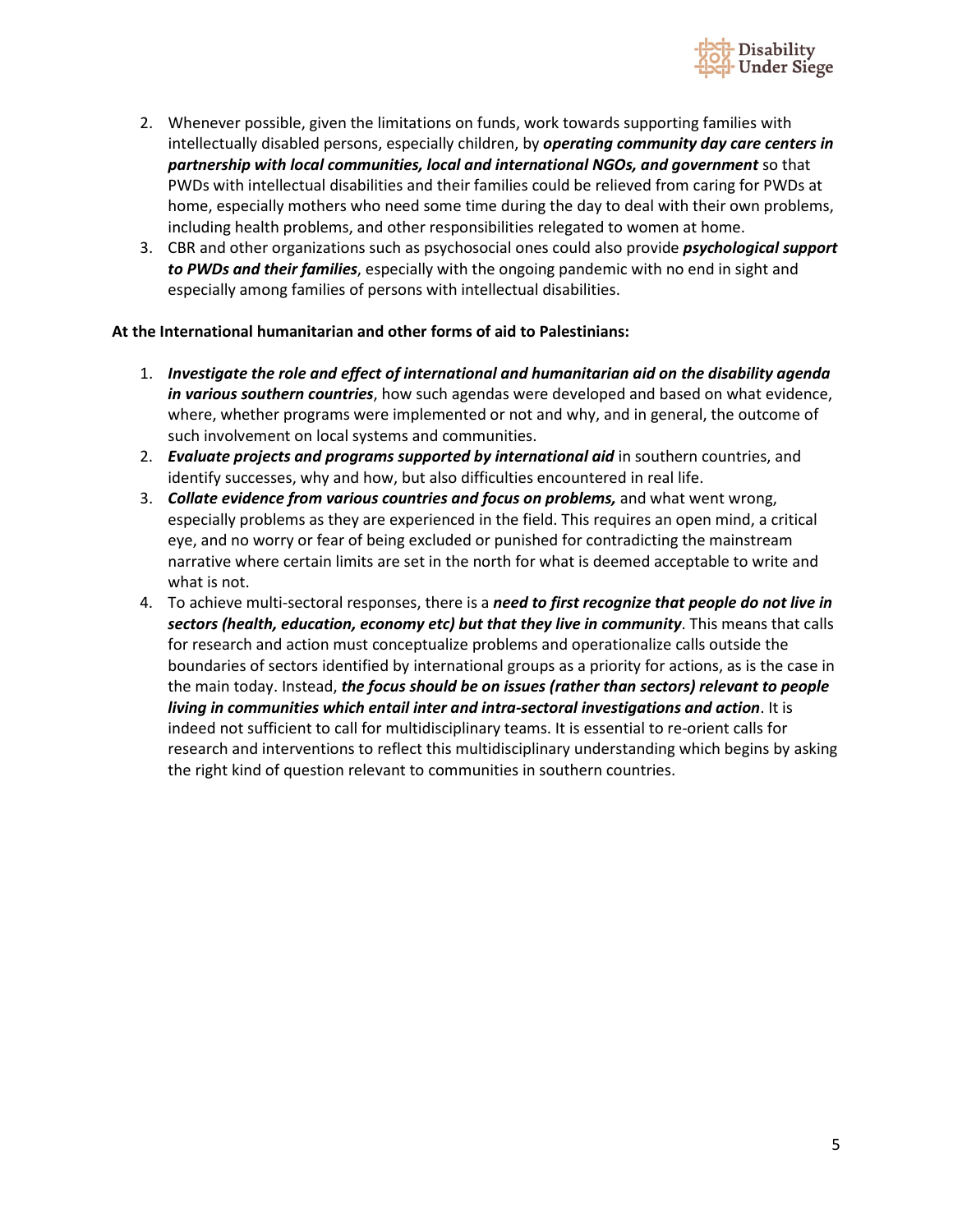2. Whenever possible, given the limitations on funds, work towards supporting families with intellectually disabled persons, especially children, by ***operating community day care centers in partnership with local communities, local and international NGOs, and government*** so that PWDs with intellectual disabilities and their families could be relieved from caring for PWDs at home, especially mothers who need some time during the day to deal with their own problems, including health problems, and other responsibilities relegated to women at home.
3. CBR and other organizations such as psychosocial ones could also provide ***psychological support to PWDs and their families***, especially with the ongoing pandemic with no end in sight and especially among families of persons with intellectual disabilities.

**At the International humanitarian and other forms of aid to Palestinians:**

1. ***Investigate the role and effect of international and humanitarian aid on the disability agenda in various southern countries***, how such agendas were developed and based on what evidence, where, whether programs were implemented or not and why, and in general, the outcome of such involvement on local systems and communities.
2. ***Evaluate projects and programs supported by international aid*** in southern countries, and identify successes, why and how, but also difficulties encountered in real life.
3. ***Collate evidence from various countries and focus on problems,*** and what went wrong, especially problems as they are experienced in the field. This requires an open mind, a critical eye, and no worry or fear of being excluded or punished for contradicting the mainstream narrative where certain limits are set in the north for what is deemed acceptable to write and what is not.
4. To achieve multi-sectoral responses, there is a ***need to first recognize that people do not live in sectors (health, education, economy etc) but that they live in community***. This means that calls for research and action must conceptualize problems and operationalize calls outside the boundaries of sectors identified by international groups as a priority for actions, as is the case in the main today. Instead, ***the focus should be on issues (rather than sectors) relevant to people living in communities which entail inter and intra-sectoral investigations and action***. It is indeed not sufficient to call for multidisciplinary teams. It is essential to re-orient calls for research and interventions to reflect this multidisciplinary understanding which begins by asking the right kind of question relevant to communities in southern countries.